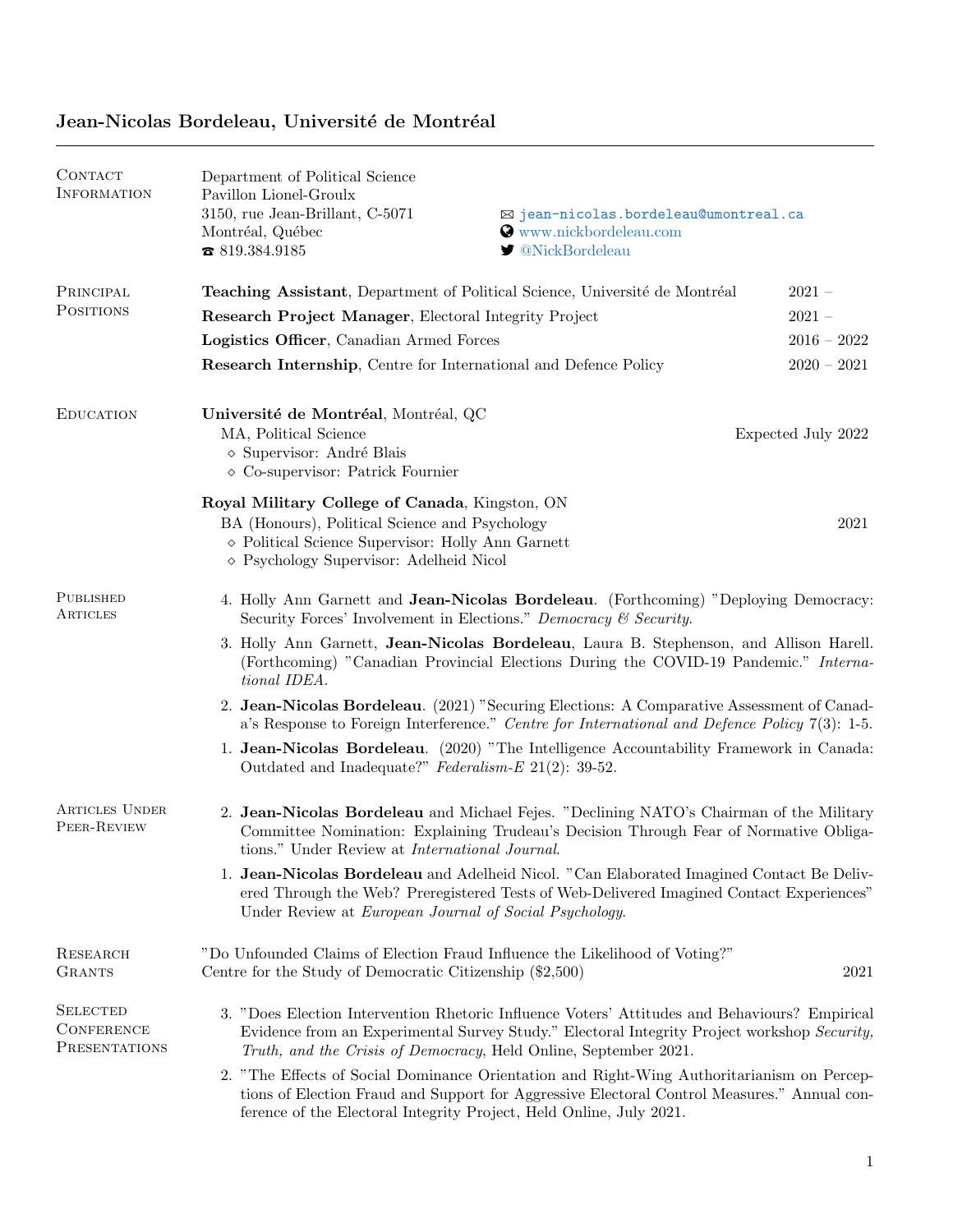# Jean-Nicolas Bordeleau, Université de Montréal

## Contact Information

Department of Political Science
Pavillon Lionel-Groulx
3150, rue Jean-Brillant, C-5071
Montréal, Québec
☎ 819.384.9185

✉ jean-nicolas.bordeleau@umontreal.ca
www.nickbordeleau.com
@NickBordeleau

## Principal Positions

**Teaching Assistant**, Department of Political Science, Université de Montréal — 2021 –

**Research Project Manager**, Electoral Integrity Project — 2021 –

**Logistics Officer**, Canadian Armed Forces — 2016 – 2022

**Research Internship**, Centre for International and Defence Policy — 2020 – 2021

## Education

**Université de Montréal**, Montréal, QC
MA, Political Science — Expected July 2022
- Supervisor: André Blais
- Co-supervisor: Patrick Fournier

**Royal Military College of Canada**, Kingston, ON
BA (Honours), Political Science and Psychology — 2021
- Political Science Supervisor: Holly Ann Garnett
- Psychology Supervisor: Adelheid Nicol

## Published Articles

4. Holly Ann Garnett and **Jean-Nicolas Bordeleau**. (Forthcoming) "Deploying Democracy: Security Forces' Involvement in Elections." *Democracy & Security*.
3. Holly Ann Garnett, **Jean-Nicolas Bordeleau**, Laura B. Stephenson, and Allison Harell. (Forthcoming) "Canadian Provincial Elections During the COVID-19 Pandemic." *International IDEA*.
2. **Jean-Nicolas Bordeleau**. (2021) "Securing Elections: A Comparative Assessment of Canada's Response to Foreign Interference." *Centre for International and Defence Policy* 7(3): 1-5.
1. **Jean-Nicolas Bordeleau**. (2020) "The Intelligence Accountability Framework in Canada: Outdated and Inadequate?" *Federalism-E* 21(2): 39-52.

## Articles Under Peer-Review

2. **Jean-Nicolas Bordeleau** and Michael Fejes. "Declining NATO's Chairman of the Military Committee Nomination: Explaining Trudeau's Decision Through Fear of Normative Obligations." Under Review at *International Journal*.
1. **Jean-Nicolas Bordeleau** and Adelheid Nicol. "Can Elaborated Imagined Contact Be Delivered Through the Web? Preregistered Tests of Web-Delivered Imagined Contact Experiences" Under Review at *European Journal of Social Psychology*.

## Research Grants

"Do Unfounded Claims of Election Fraud Influence the Likelihood of Voting?"
Centre for the Study of Democratic Citizenship ($2,500) — 2021

## Selected Conference Presentations

3. "Does Election Intervention Rhetoric Influence Voters' Attitudes and Behaviours? Empirical Evidence from an Experimental Survey Study." Electoral Integrity Project workshop *Security, Truth, and the Crisis of Democracy*, Held Online, September 2021.
2. "The Effects of Social Dominance Orientation and Right-Wing Authoritarianism on Perceptions of Election Fraud and Support for Aggressive Electoral Control Measures." Annual conference of the Electoral Integrity Project, Held Online, July 2021.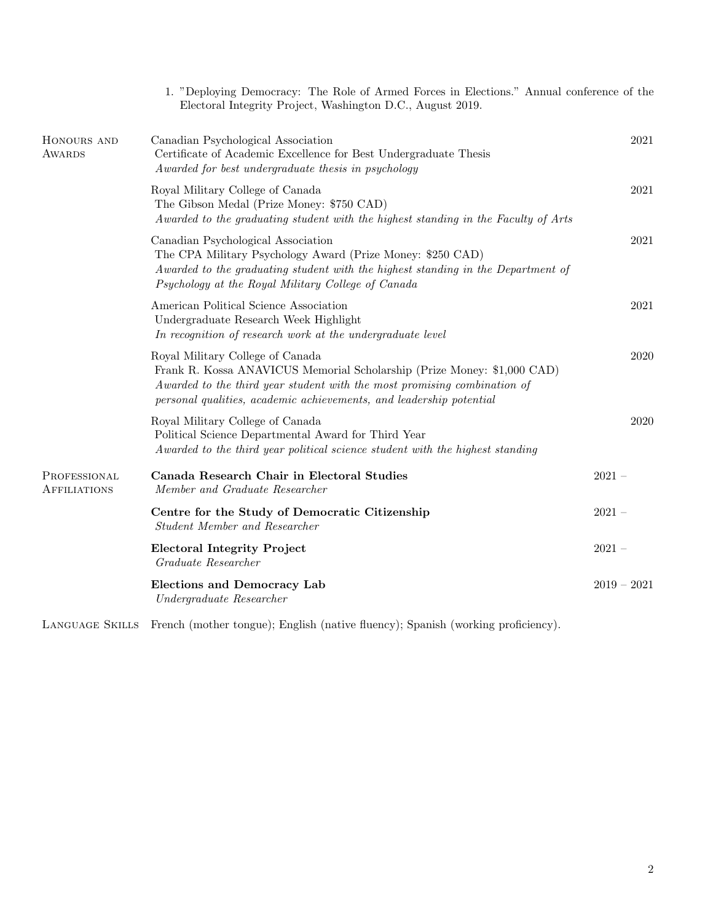1. "Deploying Democracy: The Role of Armed Forces in Elections." Annual conference of the Electoral Integrity Project, Washington D.C., August 2019.

## Honours and Awards

Canadian Psychological Association — 2021
Certificate of Academic Excellence for Best Undergraduate Thesis
*Awarded for best undergraduate thesis in psychology*

Royal Military College of Canada — 2021
The Gibson Medal (Prize Money: $750 CAD)
*Awarded to the graduating student with the highest standing in the Faculty of Arts*

Canadian Psychological Association — 2021
The CPA Military Psychology Award (Prize Money: $250 CAD)
*Awarded to the graduating student with the highest standing in the Department of Psychology at the Royal Military College of Canada*

American Political Science Association — 2021
Undergraduate Research Week Highlight
*In recognition of research work at the undergraduate level*

Royal Military College of Canada — 2020
Frank R. Kossa ANAVICUS Memorial Scholarship (Prize Money: $1,000 CAD)
*Awarded to the third year student with the most promising combination of personal qualities, academic achievements, and leadership potential*

Royal Military College of Canada — 2020
Political Science Departmental Award for Third Year
*Awarded to the third year political science student with the highest standing*

## Professional Affiliations

**Canada Research Chair in Electoral Studies** — 2021 –
*Member and Graduate Researcher*

**Centre for the Study of Democratic Citizenship** — 2021 –
*Student Member and Researcher*

**Electoral Integrity Project** — 2021 –
*Graduate Researcher*

**Elections and Democracy Lab** — 2019 – 2021
*Undergraduate Researcher*

## Language Skills

French (mother tongue); English (native fluency); Spanish (working proficiency).